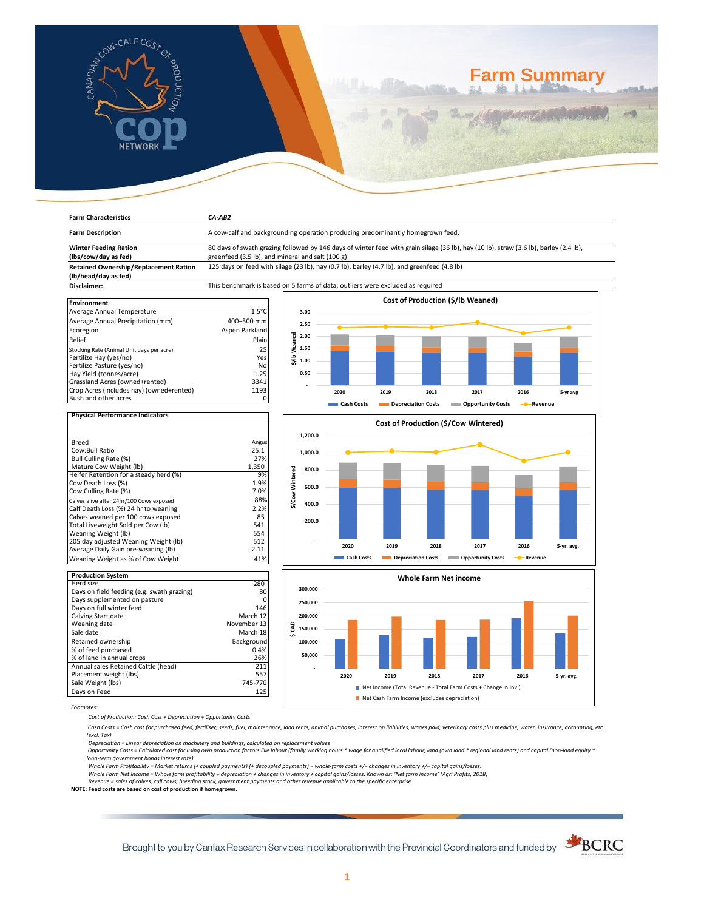# Farm Summary

| Farm Characteristics | CA-AB2 |
|---|---|
| Farm Description | A cow-calf and backgrounding operation producing predominantly homegrown feed. |
| Winter Feeding Ration (lbs/cow/day as fed) | 80 days of swath grazing followed by 146 days of winter feed with grain silage (36 lb), hay (10 lb), straw (3.6 lb), barley (2.4 lb), greenfeed (3.5 lb), and mineral and salt (100 g) |
| Retained Ownership/Replacement Ration (lb/head/day as fed) | 125 days on feed with silage (23 lb), hay (0.7 lb), barley (4.7 lb), and greenfeed (4.8 lb) |
| Disclaimer: | This benchmark is based on 5 farms of data; outliers were excluded as required |

| Environment | |
|---|---|
| Average Annual Temperature | 1.5°C |
| Average Annual Precipitation (mm) | 400–500 mm |
| Ecoregion | Aspen Parkland |
| Relief | Plain |
| Stocking Rate (Animal Unit days per acre) | 25 |
| Fertilize Hay (yes/no) | Yes |
| Fertilize Pasture (yes/no) | No |
| Hay Yield (tonnes/acre) | 1.25 |
| Grassland Acres (owned+rented) | 3341 |
| Crop Acres (includes hay) (owned+rented) | 1193 |
| Bush and other acres | 0 |

| Physical Performance Indicators | |
|---|---|
| Breed | Angus |
| Cow:Bull Ratio | 25:1 |
| Bull Culling Rate (%) | 27% |
| Mature Cow Weight (lb) | 1,350 |
| Heifer Retention for a steady herd (%) | 9% |
| Cow Death Loss (%) | 1.9% |
| Cow Culling Rate (%) | 7.0% |
| Calves alive after 24hr/100 Cows exposed | 88% |
| Calf Death Loss (%) 24 hr to weaning | 2.2% |
| Calves weaned per 100 cows exposed | 85 |
| Total Liveweight Sold per Cow (lb) | 541 |
| Weaning Weight (lb) | 554 |
| 205 day adjusted Weaning Weight (lb) | 512 |
| Average Daily Gain pre-weaning (lb) | 2.11 |
| Weaning Weight as % of Cow Weight | 41% |

| Production System | |
|---|---|
| Herd size | 280 |
| Days on field feeding (e.g. swath grazing) | 80 |
| Days supplemented on pasture | 0 |
| Days on full winter feed | 146 |
| Calving Start date | March 12 |
| Weaning date | November 13 |
| Sale date | March 18 |
| Retained ownership | Background |
| % of feed purchased | 0.4% |
| % of land in annual crops | 26% |
| Annual sales Retained Cattle (head) | 211 |
| Placement weight (lbs) | 557 |
| Sale Weight (lbs) | 745-770 |
| Days on Feed | 125 |

**Cost of Production ($/lb Weaned)**

(Chart: Cash Costs, Depreciation Costs, Opportunity Costs, Revenue for 2020, 2019, 2018, 2017, 2016, 5-yr avg)

**Cost of Production ($/Cow Wintered)**

(Chart: Cash Costs, Depreciation Costs, Opportunity Costs, Revenue for 2020, 2019, 2018, 2017, 2016, 5-yr. avg.)

**Whole Farm Net income**

(Chart: Net Income (Total Revenue - Total Farm Costs + Change in Inv.); Net Cash Farm Income (excludes depreciation) for 2020, 2019, 2018, 2017, 2016, 5-yr. avg.)

*Footnotes:*

*Cost of Production: Cash Cost + Depreciation + Opportunity Costs*

*Cash Costs = Cash cost for purchased feed, fertiliser, seeds, fuel, maintenance, land rents, animal purchases, interest on liabilities, wages paid, veterinary costs plus medicine, water, insurance, accounting, etc (excl. Tax)*

*Depreciation = Linear depreciation on machinery and buildings, calculated on replacement values*

*Opportunity Costs = Calculated cost for using own production factors like labour (family working hours * wage for qualified local labour, land (own land * regional land rents) and capital (non-land equity * long-term government bonds interest rate)*

*Whole Farm Profitability = Market returns (+ coupled payments) (+ decoupled payments) – whole-farm costs +/– changes in inventory +/– capital gains/losses.*

*Whole Farm Net Income = Whole farm profitability + depreciation + changes in inventory + capital gains/losses. Known as: 'Net farm income' (Agri Profits, 2018)*

*Revenue = sales of calves, cull cows, breeding stock, government payments and other revenue applicable to the specific enterprise*

**NOTE: Feed costs are based on cost of production if homegrown.**

Brought to you by Canfax Research Services in collaboration with the Provincial Coordinators and funded by BCRC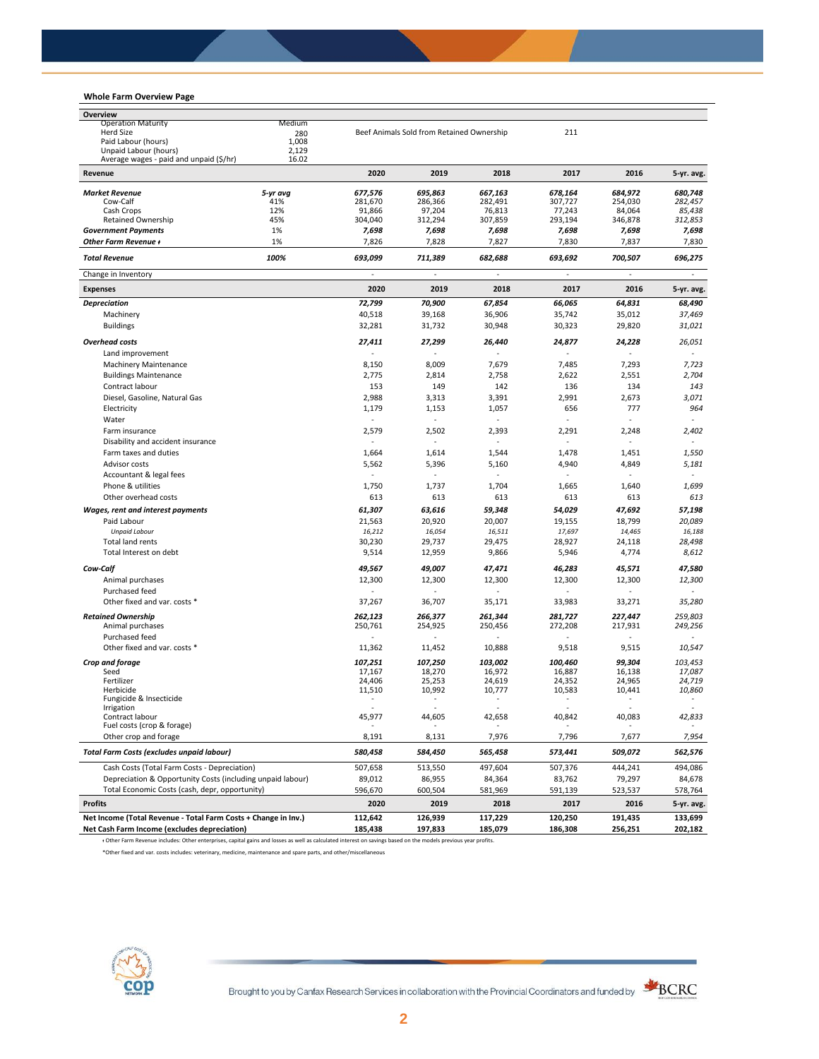### Whole Farm Overview Page

| Overview | | | | | | | |
|---|---|---|---|---|---|---|---|
| Operation Maturity | Medium | | | | | | |
| Herd Size | 280 | Beef Animals Sold from Retained Ownership | | | 211 | | |
| Paid Labour (hours) | 1,008 | | | | | | |
| Unpaid Labour (hours) | 2,129 | | | | | | |
| Average wages - paid and unpaid ($/hr) | 16.02 | | | | | | |

| Revenue | | 2020 | 2019 | 2018 | 2017 | 2016 | 5-yr. avg. |
|---|---|---|---|---|---|---|---|
| ***Market Revenue*** | *5-yr avg* | *677,576* | *695,863* | *667,163* | *678,164* | *684,972* | *680,748* |
| Cow-Calf | 41% | 281,670 | 286,366 | 282,491 | 307,727 | 254,030 | *282,457* |
| Cash Crops | 12% | 91,866 | 97,204 | 76,813 | 77,243 | 84,064 | *85,438* |
| Retained Ownership | 45% | 304,040 | 312,294 | 307,859 | 293,194 | 346,878 | *312,853* |
| ***Government Payments*** | 1% | *7,698* | *7,698* | *7,698* | *7,698* | *7,698* | *7,698* |
| ***Other Farm Revenue ♦*** | 1% | 7,826 | 7,828 | 7,827 | 7,830 | 7,837 | 7,830 |
| ***Total Revenue*** | *100%* | *693,099* | *711,389* | *682,688* | *693,692* | *700,507* | *696,275* |
| Change in Inventory | | - | - | - | - | - | - |

| Expenses | 2020 | 2019 | 2018 | 2017 | 2016 | 5-yr. avg. |
|---|---|---|---|---|---|---|
| ***Depreciation*** | *72,799* | *70,900* | *67,854* | *66,065* | *64,831* | *68,490* |
| Machinery | 40,518 | 39,168 | 36,906 | 35,742 | 35,012 | *37,469* |
| Buildings | 32,281 | 31,732 | 30,948 | 30,323 | 29,820 | *31,021* |
| ***Overhead costs*** | *27,411* | *27,299* | *26,440* | *24,877* | *24,228* | *26,051* |
| Land improvement | - | - | - | - | - | - |
| Machinery Maintenance | 8,150 | 8,009 | 7,679 | 7,485 | 7,293 | *7,723* |
| Buildings Maintenance | 2,775 | 2,814 | 2,758 | 2,622 | 2,551 | *2,704* |
| Contract labour | 153 | 149 | 142 | 136 | 134 | *143* |
| Diesel, Gasoline, Natural Gas | 2,988 | 3,313 | 3,391 | 2,991 | 2,673 | *3,071* |
| Electricity | 1,179 | 1,153 | 1,057 | 656 | 777 | *964* |
| Water | - | - | - | - | - | - |
| Farm insurance | 2,579 | 2,502 | 2,393 | 2,291 | 2,248 | *2,402* |
| Disability and accident insurance | - | - | - | - | - | - |
| Farm taxes and duties | 1,664 | 1,614 | 1,544 | 1,478 | 1,451 | *1,550* |
| Advisor costs | 5,562 | 5,396 | 5,160 | 4,940 | 4,849 | *5,181* |
| Accountant & legal fees | - | - | - | - | - | - |
| Phone & utilities | 1,750 | 1,737 | 1,704 | 1,665 | 1,640 | *1,699* |
| Other overhead costs | 613 | 613 | 613 | 613 | 613 | *613* |
| ***Wages, rent and interest payments*** | *61,307* | *63,616* | *59,348* | *54,029* | *47,692* | *57,198* |
| Paid Labour | 21,563 | 20,920 | 20,007 | 19,155 | 18,799 | *20,089* |
| *Unpaid Labour* | *16,212* | *16,054* | *16,511* | *17,697* | *14,465* | *16,188* |
| Total land rents | 30,230 | 29,737 | 29,475 | 28,927 | 24,118 | *28,498* |
| Total Interest on debt | 9,514 | 12,959 | 9,866 | 5,946 | 4,774 | *8,612* |
| ***Cow-Calf*** | *49,567* | *49,007* | *47,471* | *46,283* | *45,571* | *47,580* |
| Animal purchases | 12,300 | 12,300 | 12,300 | 12,300 | 12,300 | *12,300* |
| Purchased feed | - | - | - | - | - | - |
| Other fixed and var. costs * | 37,267 | 36,707 | 35,171 | 33,983 | 33,271 | *35,280* |
| ***Retained Ownership*** | *262,123* | *266,377* | *261,344* | *281,727* | *227,447* | *259,803* |
| Animal purchases | 250,761 | 254,925 | 250,456 | 272,208 | 217,931 | *249,256* |
| Purchased feed | - | - | - | - | - | - |
| Other fixed and var. costs * | 11,362 | 11,452 | 10,888 | 9,518 | 9,515 | *10,547* |
| ***Crop and forage*** | *107,251* | *107,250* | *103,002* | *100,460* | *99,304* | *103,453* |
| Seed | 17,167 | 18,270 | 16,972 | 16,887 | 16,138 | *17,087* |
| Fertilizer | 24,406 | 25,253 | 24,619 | 24,352 | 24,965 | *24,719* |
| Herbicide | 11,510 | 10,992 | 10,777 | 10,583 | 10,441 | *10,860* |
| Fungicide & Insecticide | - | - | - | - | - | - |
| Irrigation | - | - | - | - | - | - |
| Contract labour | 45,977 | 44,605 | 42,658 | 40,842 | 40,083 | *42,833* |
| Fuel costs (crop & forage) | - | - | - | - | - | - |
| Other crop and forage | 8,191 | 8,131 | 7,976 | 7,796 | 7,677 | *7,954* |
| ***Total Farm Costs (excludes unpaid labour)*** | ***580,458*** | ***584,450*** | ***565,458*** | ***573,441*** | ***509,072*** | ***562,576*** |
| Cash Costs (Total Farm Costs - Depreciation) | 507,658 | 513,550 | 497,604 | 507,376 | 444,241 | 494,086 |
| Depreciation & Opportunity Costs (including unpaid labour) | 89,012 | 86,955 | 84,364 | 83,762 | 79,297 | 84,678 |
| Total Economic Costs (cash, depr, opportunity) | 596,670 | 600,504 | 581,969 | 591,139 | 523,537 | 578,764 |

| Profits | 2020 | 2019 | 2018 | 2017 | 2016 | 5-yr. avg. |
|---|---|---|---|---|---|---|
| **Net Income (Total Revenue - Total Farm Costs + Change in Inv.)** | **112,642** | **126,939** | **117,229** | **120,250** | **191,435** | **133,699** |
| **Net Cash Farm Income (excludes depreciation)** | **185,438** | **197,833** | **185,079** | **186,308** | **256,251** | **202,182** |

♦ Other Farm Revenue includes: Other enterprises, capital gains and losses as well as calculated interest on savings based on the models previous year profits.

*Other fixed and var. costs includes: veterinary, medicine, maintenance and spare parts, and other/miscellaneous

Brought to you by Canfax Research Services in collaboration with the Provincial Coordinators and funded by BCRC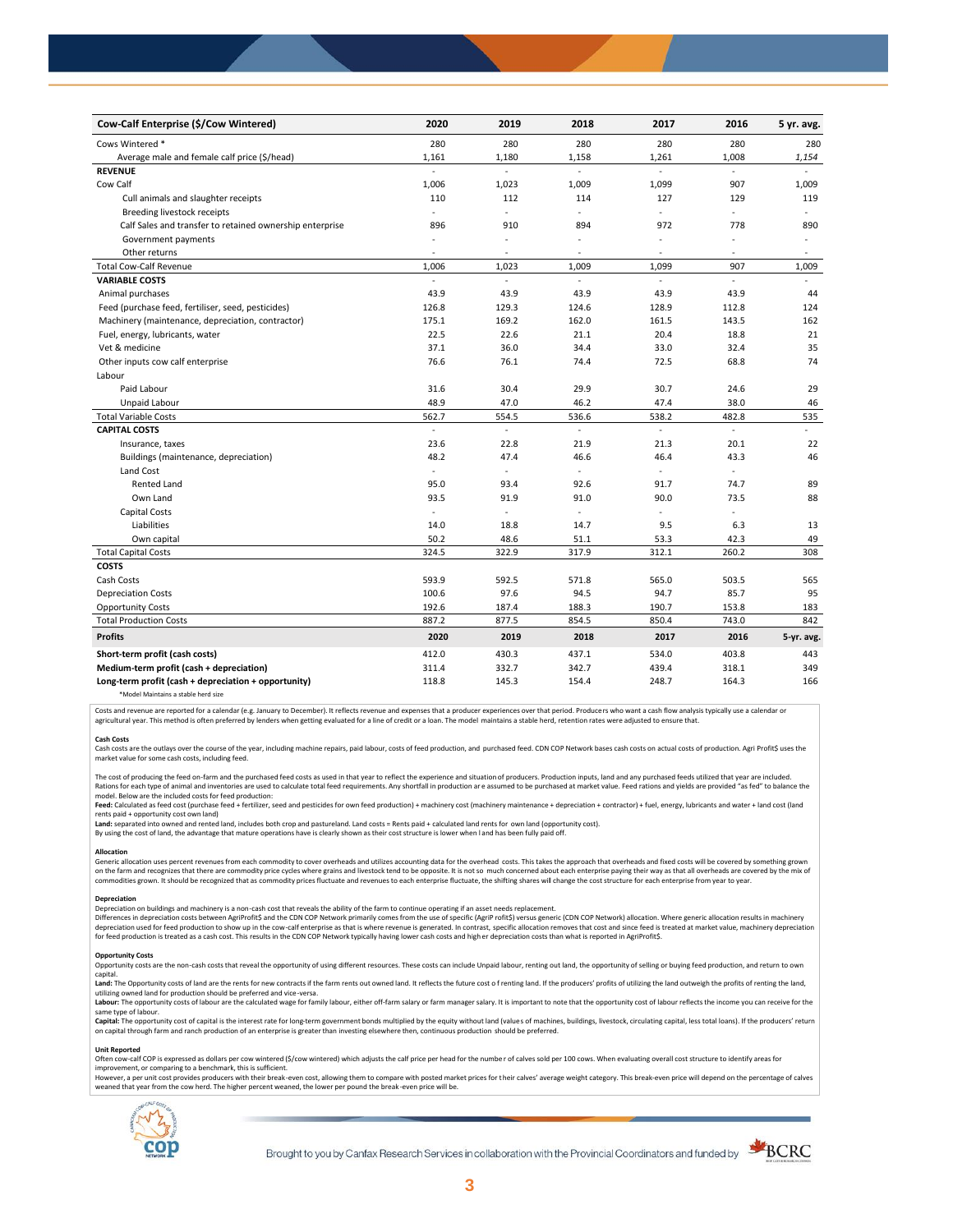| Cow-Calf Enterprise ($/Cow Wintered) | 2020 | 2019 | 2018 | 2017 | 2016 | 5 yr. avg. |
|---|---|---|---|---|---|---|
| Cows Wintered * | 280 | 280 | 280 | 280 | 280 | 280 |
| Average male and female calf price ($/head) | 1,161 | 1,180 | 1,158 | 1,261 | 1,008 | *1,154* |
| **REVENUE** | - | - | - | - | - | - |
| Cow Calf | 1,006 | 1,023 | 1,009 | 1,099 | 907 | 1,009 |
| Cull animals and slaughter receipts | 110 | 112 | 114 | 127 | 129 | 119 |
| Breeding livestock receipts | - | - | - | - | - | - |
| Calf Sales and transfer to retained ownership enterprise | 896 | 910 | 894 | 972 | 778 | 890 |
| Government payments | - | - | - | - | - | - |
| Other returns | - | - | - | - | - | - |
| Total Cow-Calf Revenue | 1,006 | 1,023 | 1,009 | 1,099 | 907 | 1,009 |
| **VARIABLE COSTS** | - | - | - | - | - | - |
| Animal purchases | 43.9 | 43.9 | 43.9 | 43.9 | 43.9 | 44 |
| Feed (purchase feed, fertiliser, seed, pesticides) | 126.8 | 129.3 | 124.6 | 128.9 | 112.8 | 124 |
| Machinery (maintenance, depreciation, contractor) | 175.1 | 169.2 | 162.0 | 161.5 | 143.5 | 162 |
| Fuel, energy, lubricants, water | 22.5 | 22.6 | 21.1 | 20.4 | 18.8 | 21 |
| Vet & medicine | 37.1 | 36.0 | 34.4 | 33.0 | 32.4 | 35 |
| Other inputs cow calf enterprise | 76.6 | 76.1 | 74.4 | 72.5 | 68.8 | 74 |
| Labour | | | | | | |
| Paid Labour | 31.6 | 30.4 | 29.9 | 30.7 | 24.6 | 29 |
| Unpaid Labour | 48.9 | 47.0 | 46.2 | 47.4 | 38.0 | 46 |
| Total Variable Costs | 562.7 | 554.5 | 536.6 | 538.2 | 482.8 | 535 |
| **CAPITAL COSTS** | - | - | - | - | - | - |
| Insurance, taxes | 23.6 | 22.8 | 21.9 | 21.3 | 20.1 | 22 |
| Buildings (maintenance, depreciation) | 48.2 | 47.4 | 46.6 | 46.4 | 43.3 | 46 |
| Land Cost | - | - | - | - | - | |
| Rented Land | 95.0 | 93.4 | 92.6 | 91.7 | 74.7 | 89 |
| Own Land | 93.5 | 91.9 | 91.0 | 90.0 | 73.5 | 88 |
| Capital Costs | - | - | - | - | - | |
| Liabilities | 14.0 | 18.8 | 14.7 | 9.5 | 6.3 | 13 |
| Own capital | 50.2 | 48.6 | 51.1 | 53.3 | 42.3 | 49 |
| Total Capital Costs | 324.5 | 322.9 | 317.9 | 312.1 | 260.2 | 308 |
| **COSTS** | | | | | | |
| Cash Costs | 593.9 | 592.5 | 571.8 | 565.0 | 503.5 | 565 |
| Depreciation Costs | 100.6 | 97.6 | 94.5 | 94.7 | 85.7 | 95 |
| Opportunity Costs | 192.6 | 187.4 | 188.3 | 190.7 | 153.8 | 183 |
| Total Production Costs | 887.2 | 877.5 | 854.5 | 850.4 | 743.0 | 842 |
| **Profits** | **2020** | **2019** | **2018** | **2017** | **2016** | **5-yr. avg.** |
| **Short-term profit (cash costs)** | 412.0 | 430.3 | 437.1 | 534.0 | 403.8 | 443 |
| **Medium-term profit (cash + depreciation)** | 311.4 | 332.7 | 342.7 | 439.4 | 318.1 | 349 |
| **Long-term profit (cash + depreciation + opportunity)** | 118.8 | 145.3 | 154.4 | 248.7 | 164.3 | 166 |

*Model Maintains a stable herd size

Costs and revenue are reported for a calendar (e.g. January to December). It reflects revenue and expenses that a producer experiences over that period. Producers who want a cash flow analysis typically use a calendar or agricultural year. This method is often preferred by lenders when getting evaluated for a line of credit or a loan. The model maintains a stable herd, retention rates were adjusted to ensure that.

**Cash Costs**

Cash costs are the outlays over the course of the year, including machine repairs, paid labour, costs of feed production, and purchased feed. CDN COP Network bases cash costs on actual costs of production. Agri Profit$ uses the market value for some cash costs, including feed.

The cost of producing the feed on-farm and the purchased feed costs as used in that year to reflect the experience and situation of producers. Production inputs, land and any purchased feeds utilized that year are included. Rations for each type of animal and inventories are used to calculate total feed requirements. Any shortfall in production are assumed to be purchased at market value. Feed rations and yields are provided "as fed" to balance the model. Below are the included costs for feed production:

**Feed:** Calculated as feed cost (purchase feed + fertilizer, seed and pesticides for own feed production) + machinery cost (machinery maintenance + depreciation + contractor) + fuel, energy, lubricants and water + land cost (land rents paid + opportunity cost own land)

**Land:** separated into owned and rented land, includes both crop and pastureland. Land costs = Rents paid + calculated land rents for own land (opportunity cost).

By using the cost of land, the advantage that mature operations have is clearly shown as their cost structure is lower when land has been fully paid off.

**Allocation**

Generic allocation uses percent revenues from each commodity to cover overheads and utilizes accounting data for the overhead costs. This takes the approach that overheads and fixed costs will be covered by something grown on the farm and recognizes that there are commodity price cycles where grains and livestock tend to be opposite. It is not so much concerned about each enterprise paying their way as that all overheads are covered by the mix of commodities grown. It should be recognized that as commodity prices fluctuate and revenues to each enterprise fluctuate, the shifting shares will change the cost structure for each enterprise from year to year.

**Depreciation**

Depreciation on buildings and machinery is a non-cash cost that reveals the ability of the farm to continue operating if an asset needs replacement.

Differences in depreciation costs between AgriProfit$ and the CDN COP Network primarily comes from the use of specific (AgriProfit$) versus generic (CDN COP Network) allocation. Where generic allocation results in machinery depreciation used for feed production to show up in the cow-calf enterprise as that is where revenue is generated. In contrast, specific allocation removes that cost and since feed is treated at market value, machinery depreciation for feed production is treated as a cash cost. This results in the CDN COP Network typically having lower cash costs and higher depreciation costs than what is reported in AgriProfit$.

**Opportunity Costs**

Opportunity costs are the non-cash costs that reveal the opportunity of using different resources. These costs can include Unpaid labour, renting out land, the opportunity of selling or buying feed production, and return to own capital.

**Land:** The Opportunity costs of land are the rents for new contracts if the farm rents out owned land. It reflects the future cost of renting land. If the producers' profits of utilizing the land outweigh the profits of renting the land, utilizing owned land for production should be preferred and vice-versa.

**Labour:** The opportunity costs of labour are the calculated wage for family labour, either off-farm salary or farm manager salary. It is important to note that the opportunity cost of labour reflects the income you can receive for the same type of labour.

**Capital:** The opportunity cost of capital is the interest rate for long-term government bonds multiplied by the equity without land (values of machines, buildings, livestock, circulating capital, less total loans). If the producers' return on capital through farm and ranch production of an enterprise is greater than investing elsewhere then, continuous production should be preferred.

**Unit Reported**

Often cow-calf COP is expressed as dollars per cow wintered ($/cow wintered) which adjusts the calf price per head for the number of calves sold per 100 cows. When evaluating overall cost structure to identify areas for improvement, or comparing to a benchmark, this is sufficient.

However, a per unit cost provides producers with their break-even cost, allowing them to compare with posted market prices for their calves' average weight category. This break-even price will depend on the percentage of calves weaned that year from the cow herd. The higher percent weaned, the lower per pound the break-even price will be.

Brought to you by Canfax Research Services in collaboration with the Provincial Coordinators and funded by BCRC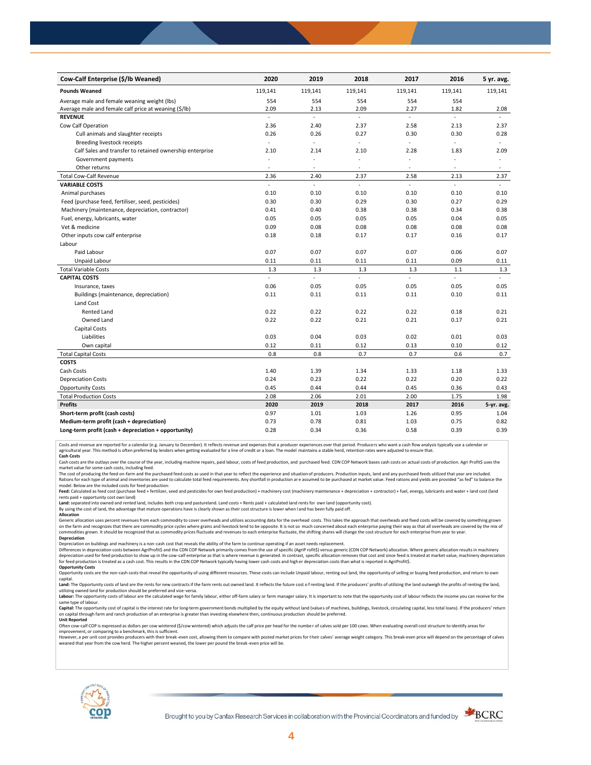| Cow-Calf Enterprise ($/lb Weaned) | 2020 | 2019 | 2018 | 2017 | 2016 | 5 yr. avg. |
|---|---|---|---|---|---|---|
| **Pounds Weaned** | 119,141 | 119,141 | 119,141 | 119,141 | 119,141 | 119,141 |
| Average male and female weaning weight (lbs) | 554 | 554 | 554 | 554 | 554 | |
| Average male and female calf price at weaning ($/lb) | 2.09 | 2.13 | 2.09 | 2.27 | 1.82 | 2.08 |
| **REVENUE** | - | - | - | - | - | - |
| Cow Calf Operation | 2.36 | 2.40 | 2.37 | 2.58 | 2.13 | 2.37 |
| Cull animals and slaughter receipts | 0.26 | 0.26 | 0.27 | 0.30 | 0.30 | 0.28 |
| Breeding livestock receipts | - | - | - | - | - | - |
| Calf Sales and transfer to retained ownership enterprise | 2.10 | 2.14 | 2.10 | 2.28 | 1.83 | 2.09 |
| Government payments | - | - | - | - | - | - |
| Other returns | - | - | - | - | - | - |
| Total Cow-Calf Revenue | 2.36 | 2.40 | 2.37 | 2.58 | 2.13 | 2.37 |
| **VARIABLE COSTS** | - | - | - | - | - | - |
| Animal purchases | 0.10 | 0.10 | 0.10 | 0.10 | 0.10 | 0.10 |
| Feed (purchase feed, fertiliser, seed, pesticides) | 0.30 | 0.30 | 0.29 | 0.30 | 0.27 | 0.29 |
| Machinery (maintenance, depreciation, contractor) | 0.41 | 0.40 | 0.38 | 0.38 | 0.34 | 0.38 |
| Fuel, energy, lubricants, water | 0.05 | 0.05 | 0.05 | 0.05 | 0.04 | 0.05 |
| Vet & medicine | 0.09 | 0.08 | 0.08 | 0.08 | 0.08 | 0.08 |
| Other inputs cow calf enterprise | 0.18 | 0.18 | 0.17 | 0.17 | 0.16 | 0.17 |
| Labour | | | | | | |
| Paid Labour | 0.07 | 0.07 | 0.07 | 0.07 | 0.06 | 0.07 |
| Unpaid Labour | 0.11 | 0.11 | 0.11 | 0.11 | 0.09 | 0.11 |
| Total Variable Costs | 1.3 | 1.3 | 1.3 | 1.3 | 1.1 | 1.3 |
| **CAPITAL COSTS** | - | - | - | - | - | - |
| Insurance, taxes | 0.06 | 0.05 | 0.05 | 0.05 | 0.05 | 0.05 |
| Buildings (maintenance, depreciation) | 0.11 | 0.11 | 0.11 | 0.11 | 0.10 | 0.11 |
| Land Cost | | | | | | |
| Rented Land | 0.22 | 0.22 | 0.22 | 0.22 | 0.18 | 0.21 |
| Owned Land | 0.22 | 0.22 | 0.21 | 0.21 | 0.17 | 0.21 |
| Capital Costs | | | | | | |
| Liabilities | 0.03 | 0.04 | 0.03 | 0.02 | 0.01 | 0.03 |
| Own capital | 0.12 | 0.11 | 0.12 | 0.13 | 0.10 | 0.12 |
| Total Capital Costs | 0.8 | 0.8 | 0.7 | 0.7 | 0.6 | 0.7 |
| **COSTS** | | | | | | |
| Cash Costs | 1.40 | 1.39 | 1.34 | 1.33 | 1.18 | 1.33 |
| Depreciation Costs | 0.24 | 0.23 | 0.22 | 0.22 | 0.20 | 0.22 |
| Opportunity Costs | 0.45 | 0.44 | 0.44 | 0.45 | 0.36 | 0.43 |
| Total Production Costs | 2.08 | 2.06 | 2.01 | 2.00 | 1.75 | 1.98 |
| **Profits** | **2020** | **2019** | **2018** | **2017** | **2016** | **5-yr. avg.** |
| **Short-term profit (cash costs)** | 0.97 | 1.01 | 1.03 | 1.26 | 0.95 | 1.04 |
| **Medium-term profit (cash + depreciation)** | 0.73 | 0.78 | 0.81 | 1.03 | 0.75 | 0.82 |
| **Long-term profit (cash + depreciation + opportunity)** | 0.28 | 0.34 | 0.36 | 0.58 | 0.39 | 0.39 |

Costs and revenue are reported for a calendar (e.g. January to December). It reflects revenue and expenses that a producer experiences over that period. Producers who want a cash flow analysis typically use a calendar or agricultural year. This method is often preferred by lenders when getting evaluated for a line of credit or a loan. The model maintains a stable herd, retention rates were adjusted to ensure that.

**Cash Costs**

Cash costs are the outlays over the course of the year, including machine repairs, paid labour, costs of feed production, and purchased feed. CDN COP Network bases cash costs on actual costs of production. Agri Profit$ uses the market value for some cash costs, including feed.

The cost of producing the feed on-farm and the purchased feed costs as used in that year to reflect the experience and situation of producers. Production inputs, land and any purchased feeds utilized that year are included. Rations for each type of animal and inventories are used to calculate total feed requirements. Any shortfall in production are assumed to be purchased at market value. Feed rations and yields are provided "as fed" to balance the model. Below are the included costs for feed production:

**Feed:** Calculated as feed cost (purchase feed + fertilizer, seed and pesticides for own feed production) + machinery cost (machinery maintenance + depreciation + contractor) + fuel, energy, lubricants and water + land cost (land rents paid + opportunity cost own land)

**Land:** separated into owned and rented land, includes both crop and pastureland. Land costs = Rents paid + calculated land rents for own land (opportunity cost).

By using the cost of land, the advantage that mature operations have is clearly shown as their cost structure is lower when land has been fully paid off.

**Allocation**

Generic allocation uses percent revenues from each commodity to cover overheads and utilizes accounting data for the overhead costs. This takes the approach that overheads and fixed costs will be covered by something grown on the farm and recognizes that there are commodity price cycles where grains and livestock tend to be opposite. It is not so much concerned about each enterprise paying their way as that all overheads are covered by the mix of commodities grown. It should be recognized that as commodity prices fluctuate and revenues to each enterprise fluctuate, the shifting shares will change the cost structure for each enterprise from year to year.

**Depreciation**

Depreciation on buildings and machinery is a non-cash cost that reveals the ability of the farm to continue operating if an asset needs replacement.

Differences in depreciation costs between AgriProfit$ and the CDN COP Network primarily comes from the use of specific (AgriP rofit$) versus generic (CDN COP Network) allocation. Where generic allocation results in machinery depreciation used for feed production to show up in the cow-calf enterprise as that is where revenue is generated. In contrast, specific allocation removes that cost and since feed is treated at market value, machinery depreciation for feed production is treated as a cash cost. This results in the CDN COP Network typically having lower cash costs and higher depreciation costs than what is reported in AgriProfit$.

**Opportunity Costs**

Opportunity costs are the non-cash costs that reveal the opportunity of using different resources. These costs can include Unpaid labour, renting out land, the opportunity of selling or buying feed production, and return to own capital.

**Land:** The Opportunity costs of land are the rents for new contracts if the farm rents out owned land. It reflects the future cost of renting land. If the producers' profits of utilizing the land outweigh the profits of renting the land, utilizing owned land for production should be preferred and vice-versa.

**Labour:** The opportunity costs of labour are the calculated wage for family labour, either off-farm salary or farm manager salary. It is important to note that the opportunity cost of labour reflects the income you can receive for the same type of labour.

**Capital:** The opportunity cost of capital is the interest rate for long-term government bonds multiplied by the equity without land (values of machines, buildings, livestock, circulating capital, less total loans). If the producers' return on capital through farm and ranch production of an enterprise is greater than investing elsewhere then, continuous production should be preferred.

**Unit Reported**

Often cow-calf COP is expressed as dollars per cow wintered ($/cow wintered) which adjusts the calf price per head for the number of calves sold per 100 cows. When evaluating overall cost structure to identify areas for improvement, or comparing to a benchmark, this is sufficient.

However, a per unit cost provides producers with their break-even cost, allowing them to compare with posted market prices for their calves' average weight category. This break-even price will depend on the percentage of calves weaned that year from the cow herd. The higher percent weaned, the lower per pound the break-even price will be.

Brought to you by Canfax Research Services in collaboration with the Provincial Coordinators and funded by BCRC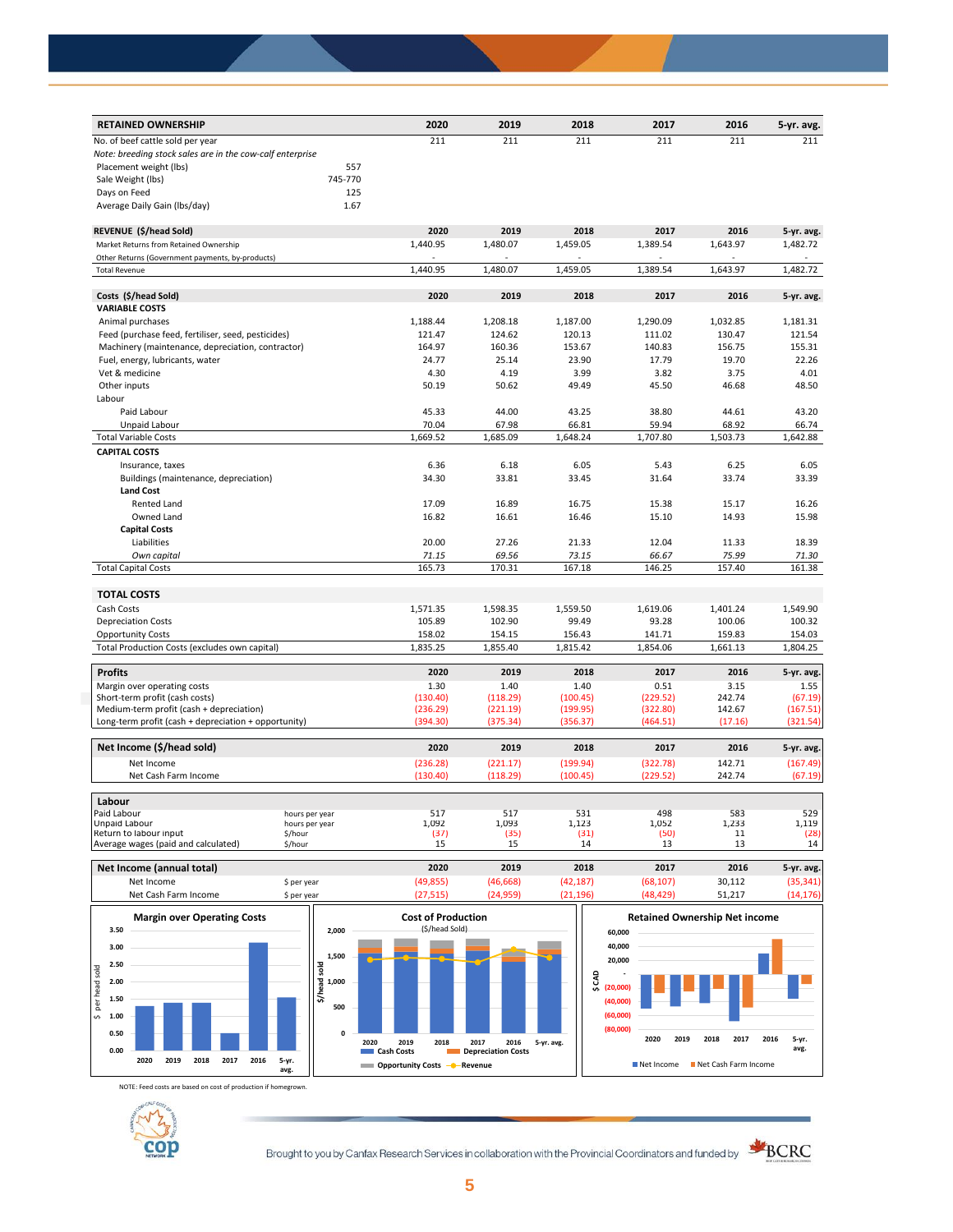| RETAINED OWNERSHIP | | 2020 | 2019 | 2018 | 2017 | 2016 | 5-yr. avg. |
|---|---|---|---|---|---|---|---|
| No. of beef cattle sold per year | | 211 | 211 | 211 | 211 | 211 | 211 |
| *Note: breeding stock sales are in the cow-calf enterprise* | | | | | | | |
| Placement weight (lbs) | 557 | | | | | | |
| Sale Weight (lbs) | 745-770 | | | | | | |
| Days on Feed | 125 | | | | | | |
| Average Daily Gain (lbs/day) | 1.67 | | | | | | |

| REVENUE ($/head Sold) | 2020 | 2019 | 2018 | 2017 | 2016 | 5-yr. avg. |
|---|---|---|---|---|---|---|
| Market Returns from Retained Ownership | 1,440.95 | 1,480.07 | 1,459.05 | 1,389.54 | 1,643.97 | 1,482.72 |
| Other Returns (Government payments, by-products) | - | - | - | - | - | - |
| Total Revenue | 1,440.95 | 1,480.07 | 1,459.05 | 1,389.54 | 1,643.97 | 1,482.72 |

| Costs ($/head Sold) | 2020 | 2019 | 2018 | 2017 | 2016 | 5-yr. avg. |
|---|---|---|---|---|---|---|
| **VARIABLE COSTS** | | | | | | |
| Animal purchases | 1,188.44 | 1,208.18 | 1,187.00 | 1,290.09 | 1,032.85 | 1,181.31 |
| Feed (purchase feed, fertiliser, seed, pesticides) | 121.47 | 124.62 | 120.13 | 111.02 | 130.47 | 121.54 |
| Machinery (maintenance, depreciation, contractor) | 164.97 | 160.36 | 153.67 | 140.83 | 156.75 | 155.31 |
| Fuel, energy, lubricants, water | 24.77 | 25.14 | 23.90 | 17.79 | 19.70 | 22.26 |
| Vet & medicine | 4.30 | 4.19 | 3.99 | 3.82 | 3.75 | 4.01 |
| Other inputs | 50.19 | 50.62 | 49.49 | 45.50 | 46.68 | 48.50 |
| Labour | | | | | | |
| Paid Labour | 45.33 | 44.00 | 43.25 | 38.80 | 44.61 | 43.20 |
| Unpaid Labour | 70.04 | 67.98 | 66.81 | 59.94 | 68.92 | 66.74 |
| Total Variable Costs | 1,669.52 | 1,685.09 | 1,648.24 | 1,707.80 | 1,503.73 | 1,642.88 |
| **CAPITAL COSTS** | | | | | | |
| Insurance, taxes | 6.36 | 6.18 | 6.05 | 5.43 | 6.25 | 6.05 |
| Buildings (maintenance, depreciation) | 34.30 | 33.81 | 33.45 | 31.64 | 33.74 | 33.39 |
| **Land Cost** | | | | | | |
| Rented Land | 17.09 | 16.89 | 16.75 | 15.38 | 15.17 | 16.26 |
| Owned Land | 16.82 | 16.61 | 16.46 | 15.10 | 14.93 | 15.98 |
| **Capital Costs** | | | | | | |
| Liabilities | 20.00 | 27.26 | 21.33 | 12.04 | 11.33 | 18.39 |
| *Own capital* | *71.15* | *69.56* | *73.15* | *66.67* | *75.99* | *71.30* |
| Total Capital Costs | 165.73 | 170.31 | 167.18 | 146.25 | 157.40 | 161.38 |

| TOTAL COSTS | 2020 | 2019 | 2018 | 2017 | 2016 | 5-yr. avg. |
|---|---|---|---|---|---|---|
| Cash Costs | 1,571.35 | 1,598.35 | 1,559.50 | 1,619.06 | 1,401.24 | 1,549.90 |
| Depreciation Costs | 105.89 | 102.90 | 99.49 | 93.28 | 100.06 | 100.32 |
| Opportunity Costs | 158.02 | 154.15 | 156.43 | 141.71 | 159.83 | 154.03 |
| Total Production Costs (excludes own capital) | 1,835.25 | 1,855.40 | 1,815.42 | 1,854.06 | 1,661.13 | 1,804.25 |

| Profits | 2020 | 2019 | 2018 | 2017 | 2016 | 5-yr. avg. |
|---|---|---|---|---|---|---|
| Margin over operating costs | 1.30 | 1.40 | 1.40 | 0.51 | 3.15 | 1.55 |
| Short-term profit (cash costs) | (130.40) | (118.29) | (100.45) | (229.52) | 242.74 | (67.19) |
| Medium-term profit (cash + depreciation) | (236.29) | (221.19) | (199.95) | (322.80) | 142.67 | (167.51) |
| Long-term profit (cash + depreciation + opportunity) | (394.30) | (375.34) | (356.37) | (464.51) | (17.16) | (321.54) |

| Net Income ($/head sold) | 2020 | 2019 | 2018 | 2017 | 2016 | 5-yr. avg. |
|---|---|---|---|---|---|---|
| Net Income | (236.28) | (221.17) | (199.94) | (322.78) | 142.71 | (167.49) |
| Net Cash Farm Income | (130.40) | (118.29) | (100.45) | (229.52) | 242.74 | (67.19) |

| Labour | | 2020 | 2019 | 2018 | 2017 | 2016 | 5-yr. avg. |
|---|---|---|---|---|---|---|---|
| Paid Labour | hours per year | 517 | 517 | 531 | 498 | 583 | 529 |
| Unpaid Labour | hours per year | 1,092 | 1,093 | 1,123 | 1,052 | 1,233 | 1,119 |
| Return to labour input | $/hour | (37) | (35) | (31) | (50) | 11 | (28) |
| Average wages (paid and calculated) | $/hour | 15 | 15 | 14 | 13 | 13 | 14 |

| Net Income (annual total) | | 2020 | 2019 | 2018 | 2017 | 2016 | 5-yr. avg. |
|---|---|---|---|---|---|---|---|
| Net Income | $ per year | (49,855) | (46,668) | (42,187) | (68,107) | 30,112 | (35,341) |
| Net Cash Farm Income | $ per year | (27,515) | (24,959) | (21,196) | (48,429) | 51,217 | (14,176) |

NOTE: Feed costs are based on cost of production if homegrown.

Brought to you by Canfax Research Services in collaboration with the Provincial Coordinators and funded by BCRC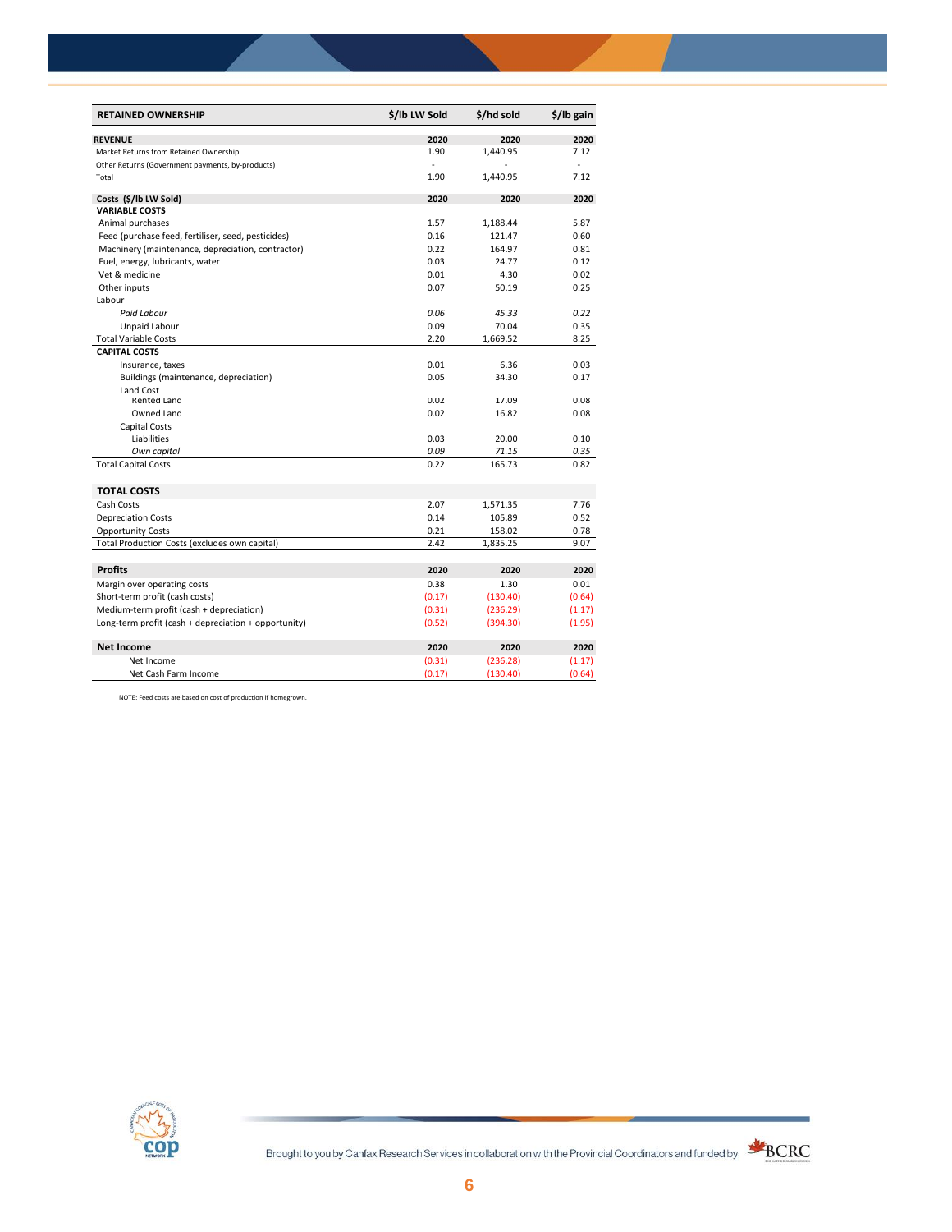| RETAINED OWNERSHIP | $/lb LW Sold | $/hd sold | $/lb gain |
|---|---|---|---|
| **REVENUE** | **2020** | **2020** | **2020** |
| Market Returns from Retained Ownership | 1.90 | 1,440.95 | 7.12 |
| Other Returns (Government payments, by-products) | - | - | - |
| Total | 1.90 | 1,440.95 | 7.12 |
| **Costs ($/lb LW Sold)** | **2020** | **2020** | **2020** |
| **VARIABLE COSTS** | | | |
| Animal purchases | 1.57 | 1,188.44 | 5.87 |
| Feed (purchase feed, fertiliser, seed, pesticides) | 0.16 | 121.47 | 0.60 |
| Machinery (maintenance, depreciation, contractor) | 0.22 | 164.97 | 0.81 |
| Fuel, energy, lubricants, water | 0.03 | 24.77 | 0.12 |
| Vet & medicine | 0.01 | 4.30 | 0.02 |
| Other inputs | 0.07 | 50.19 | 0.25 |
| Labour | | | |
| *Paid Labour* | *0.06* | *45.33* | *0.22* |
| Unpaid Labour | 0.09 | 70.04 | 0.35 |
| Total Variable Costs | 2.20 | 1,669.52 | 8.25 |
| **CAPITAL COSTS** | | | |
| Insurance, taxes | 0.01 | 6.36 | 0.03 |
| Buildings (maintenance, depreciation) | 0.05 | 34.30 | 0.17 |
| Land Cost | | | |
| Rented Land | 0.02 | 17.09 | 0.08 |
| Owned Land | 0.02 | 16.82 | 0.08 |
| Capital Costs | | | |
| Liabilities | 0.03 | 20.00 | 0.10 |
| *Own capital* | *0.09* | *71.15* | *0.35* |
| Total Capital Costs | 0.22 | 165.73 | 0.82 |
| **TOTAL COSTS** | | | |
| Cash Costs | 2.07 | 1,571.35 | 7.76 |
| Depreciation Costs | 0.14 | 105.89 | 0.52 |
| Opportunity Costs | 0.21 | 158.02 | 0.78 |
| Total Production Costs (excludes own capital) | 2.42 | 1,835.25 | 9.07 |
| **Profits** | **2020** | **2020** | **2020** |
| Margin over operating costs | 0.38 | 1.30 | 0.01 |
| Short-term profit (cash costs) | (0.17) | (130.40) | (0.64) |
| Medium-term profit (cash + depreciation) | (0.31) | (236.29) | (1.17) |
| Long-term profit (cash + depreciation + opportunity) | (0.52) | (394.30) | (1.95) |
| **Net Income** | **2020** | **2020** | **2020** |
| Net Income | (0.31) | (236.28) | (1.17) |
| Net Cash Farm Income | (0.17) | (130.40) | (0.64) |

NOTE: Feed costs are based on cost of production if homegrown.

Brought to you by Canfax Research Services in collaboration with the Provincial Coordinators and funded by BCRC